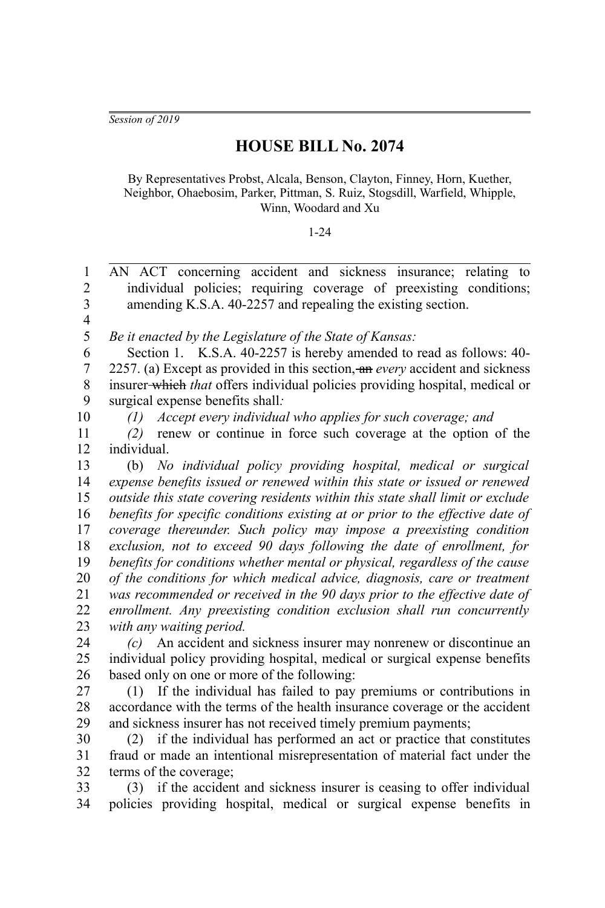*Session of 2019*

# HOUSE BILL No. 2074

By Representatives Probst, Alcala, Benson, Clayton, Finney, Horn, Kuether, Neighbor, Ohaebosim, Parker, Pittman, S. Ruiz, Stogsdill, Warfield, Whipple, Winn, Woodard and Xu

1-24

AN ACT concerning accident and sickness insurance; relating to individual policies; requiring coverage of preexisting conditions; amending K.S.A. 40-2257 and repealing the existing section.

*Be it enacted by the Legislature of the State of Kansas:*

Section 1. K.S.A. 40-2257 is hereby amended to read as follows: 40-2257. (a) Except as provided in this section, ~~an~~ *every* accident and sickness insurer ~~which~~ *that* offers individual policies providing hospital, medical or surgical expense benefits shall*:*

*(1) Accept every individual who applies for such coverage; and*

*(2)* renew or continue in force such coverage at the option of the individual.

(b) *No individual policy providing hospital, medical or surgical expense benefits issued or renewed within this state or issued or renewed outside this state covering residents within this state shall limit or exclude benefits for specific conditions existing at or prior to the effective date of coverage thereunder. Such policy may impose a preexisting condition exclusion, not to exceed 90 days following the date of enrollment, for benefits for conditions whether mental or physical, regardless of the cause of the conditions for which medical advice, diagnosis, care or treatment was recommended or received in the 90 days prior to the effective date of enrollment. Any preexisting condition exclusion shall run concurrently with any waiting period.*

*(c)* An accident and sickness insurer may nonrenew or discontinue an individual policy providing hospital, medical or surgical expense benefits based only on one or more of the following:

(1) If the individual has failed to pay premiums or contributions in accordance with the terms of the health insurance coverage or the accident and sickness insurer has not received timely premium payments;

(2) if the individual has performed an act or practice that constitutes fraud or made an intentional misrepresentation of material fact under the terms of the coverage;

(3) if the accident and sickness insurer is ceasing to offer individual policies providing hospital, medical or surgical expense benefits in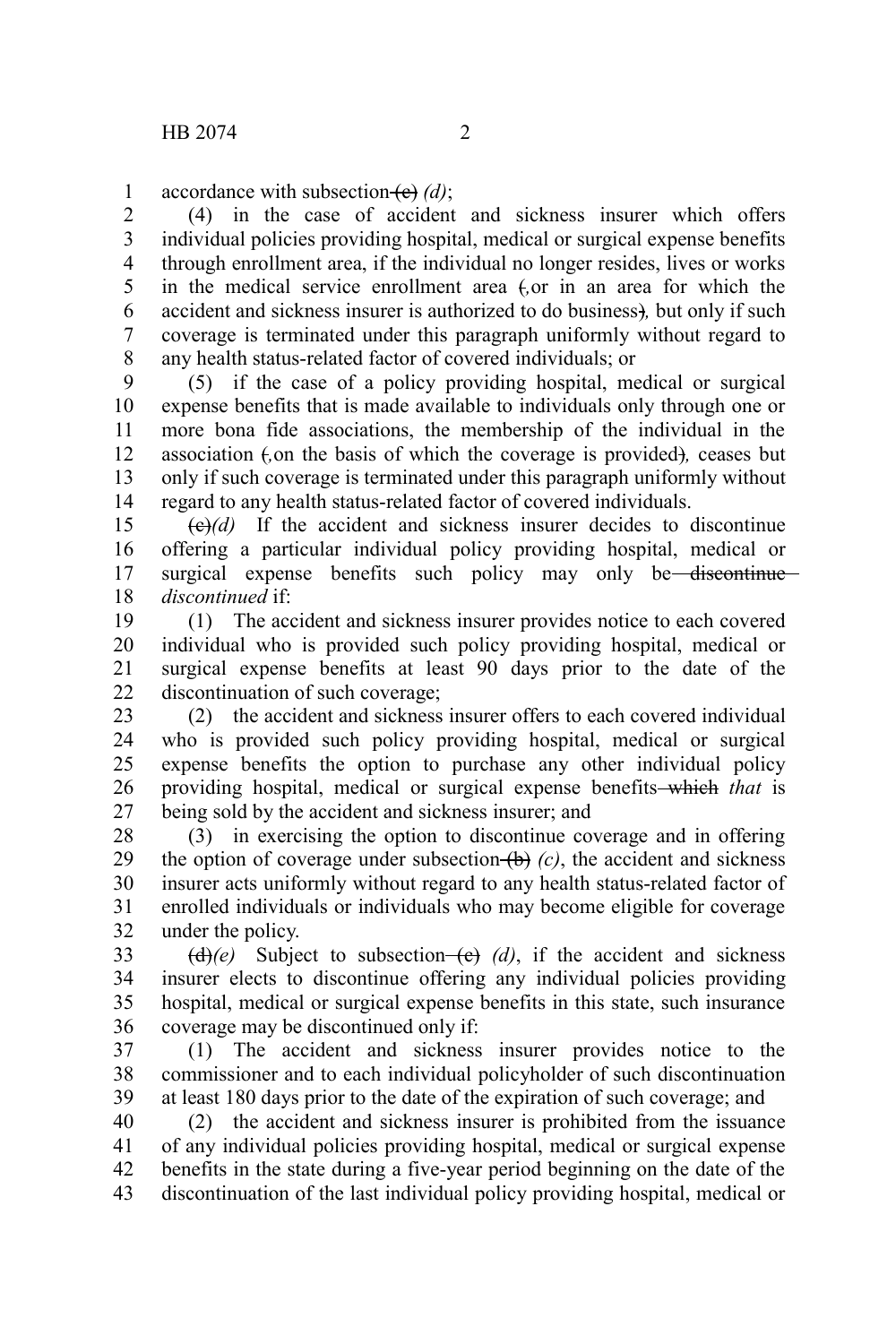accordance with subsection ~~(c)~~ *(d)*;

(4) in the case of accident and sickness insurer which offers individual policies providing hospital, medical or surgical expense benefits through enrollment area, if the individual no longer resides, lives or works in the medical service enrollment area ~~(~~*,*or in an area for which the accident and sickness insurer is authorized to do business~~)~~*,* but only if such coverage is terminated under this paragraph uniformly without regard to any health status-related factor of covered individuals; or

(5) if the case of a policy providing hospital, medical or surgical expense benefits that is made available to individuals only through one or more bona fide associations, the membership of the individual in the association ~~(~~*,*on the basis of which the coverage is provided~~)~~*,* ceases but only if such coverage is terminated under this paragraph uniformly without regard to any health status-related factor of covered individuals.

~~(c)~~*(d)* If the accident and sickness insurer decides to discontinue offering a particular individual policy providing hospital, medical or surgical expense benefits such policy may only be ~~discontinue~~ *discontinued* if:

(1) The accident and sickness insurer provides notice to each covered individual who is provided such policy providing hospital, medical or surgical expense benefits at least 90 days prior to the date of the discontinuation of such coverage;

(2) the accident and sickness insurer offers to each covered individual who is provided such policy providing hospital, medical or surgical expense benefits the option to purchase any other individual policy providing hospital, medical or surgical expense benefits ~~which~~ *that* is being sold by the accident and sickness insurer; and

(3) in exercising the option to discontinue coverage and in offering the option of coverage under subsection ~~(b)~~ *(c)*, the accident and sickness insurer acts uniformly without regard to any health status-related factor of enrolled individuals or individuals who may become eligible for coverage under the policy.

~~(d)~~*(e)* Subject to subsection ~~(c)~~ *(d)*, if the accident and sickness insurer elects to discontinue offering any individual policies providing hospital, medical or surgical expense benefits in this state, such insurance coverage may be discontinued only if:

(1) The accident and sickness insurer provides notice to the commissioner and to each individual policyholder of such discontinuation at least 180 days prior to the date of the expiration of such coverage; and

(2) the accident and sickness insurer is prohibited from the issuance of any individual policies providing hospital, medical or surgical expense benefits in the state during a five-year period beginning on the date of the discontinuation of the last individual policy providing hospital, medical or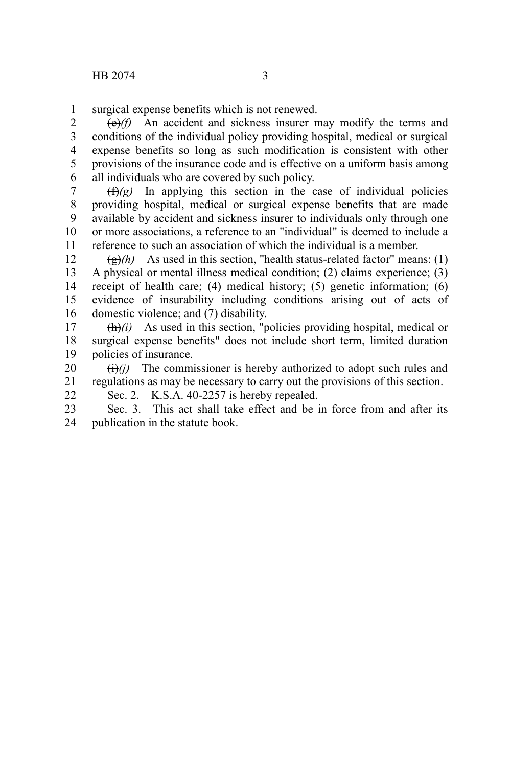surgical expense benefits which is not renewed.

~~(e)~~*(f)* An accident and sickness insurer may modify the terms and conditions of the individual policy providing hospital, medical or surgical expense benefits so long as such modification is consistent with other provisions of the insurance code and is effective on a uniform basis among all individuals who are covered by such policy.

~~(f)~~*(g)* In applying this section in the case of individual policies providing hospital, medical or surgical expense benefits that are made available by accident and sickness insurer to individuals only through one or more associations, a reference to an "individual" is deemed to include a reference to such an association of which the individual is a member.

~~(g)~~*(h)* As used in this section, "health status-related factor" means: (1) A physical or mental illness medical condition; (2) claims experience; (3) receipt of health care; (4) medical history; (5) genetic information; (6) evidence of insurability including conditions arising out of acts of domestic violence; and (7) disability.

~~(h)~~*(i)* As used in this section, "policies providing hospital, medical or surgical expense benefits" does not include short term, limited duration policies of insurance.

~~(i)~~*(j)* The commissioner is hereby authorized to adopt such rules and regulations as may be necessary to carry out the provisions of this section.

Sec. 2. K.S.A. 40-2257 is hereby repealed.

Sec. 3. This act shall take effect and be in force from and after its publication in the statute book.